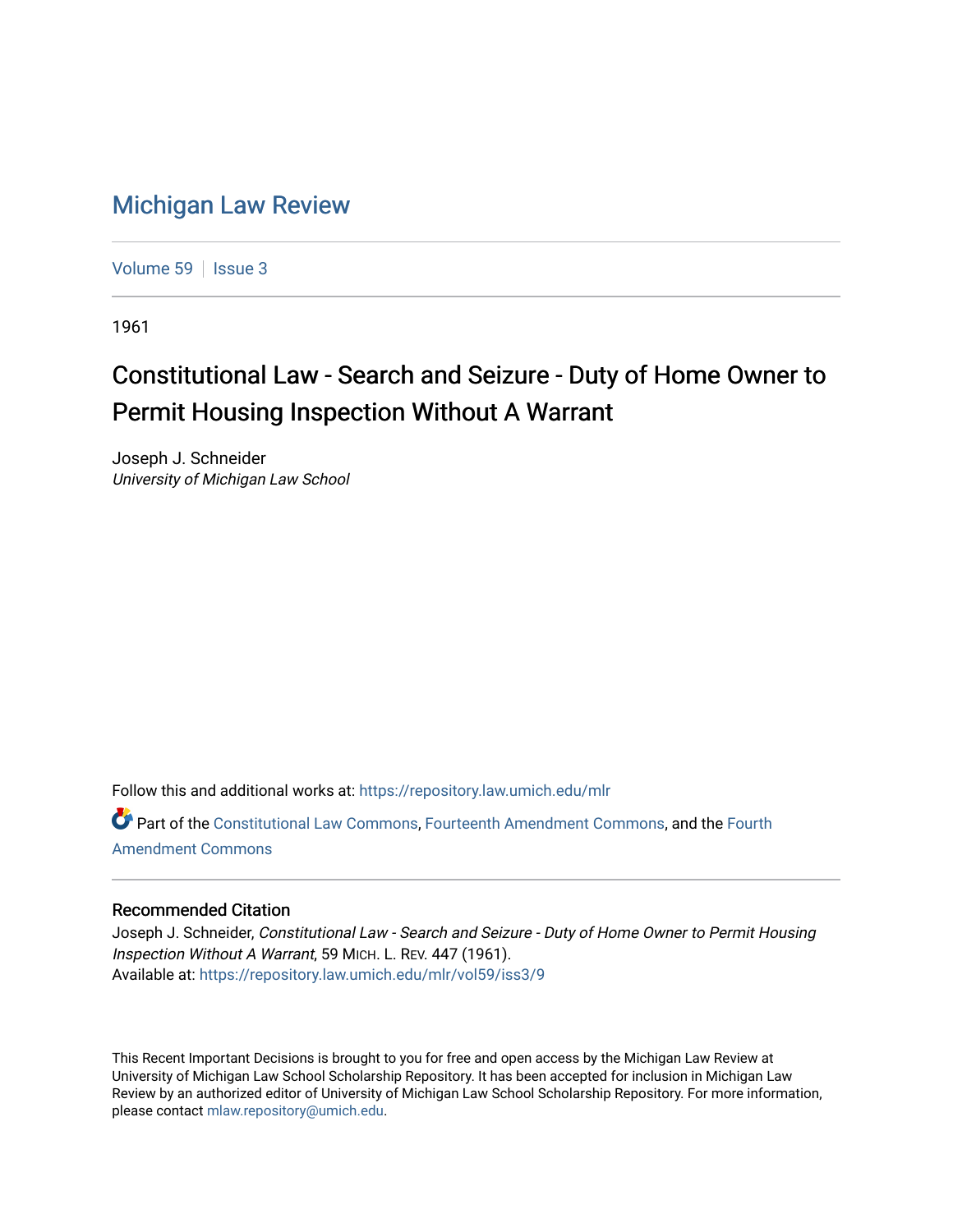# Michigan Law Review

Volume 59 | Issue 3

1961

## Constitutional Law - Search and Seizure - Duty of Home Owner to Permit Housing Inspection Without A Warrant

Joseph J. Schneider
*University of Michigan Law School*

Follow this and additional works at: https://repository.law.umich.edu/mlr

Part of the Constitutional Law Commons, Fourteenth Amendment Commons, and the Fourth Amendment Commons

### Recommended Citation

Joseph J. Schneider, *Constitutional Law - Search and Seizure - Duty of Home Owner to Permit Housing Inspection Without A Warrant*, 59 MICH. L. REV. 447 (1961).
Available at: https://repository.law.umich.edu/mlr/vol59/iss3/9

This Recent Important Decisions is brought to you for free and open access by the Michigan Law Review at University of Michigan Law School Scholarship Repository. It has been accepted for inclusion in Michigan Law Review by an authorized editor of University of Michigan Law School Scholarship Repository. For more information, please contact mlaw.repository@umich.edu.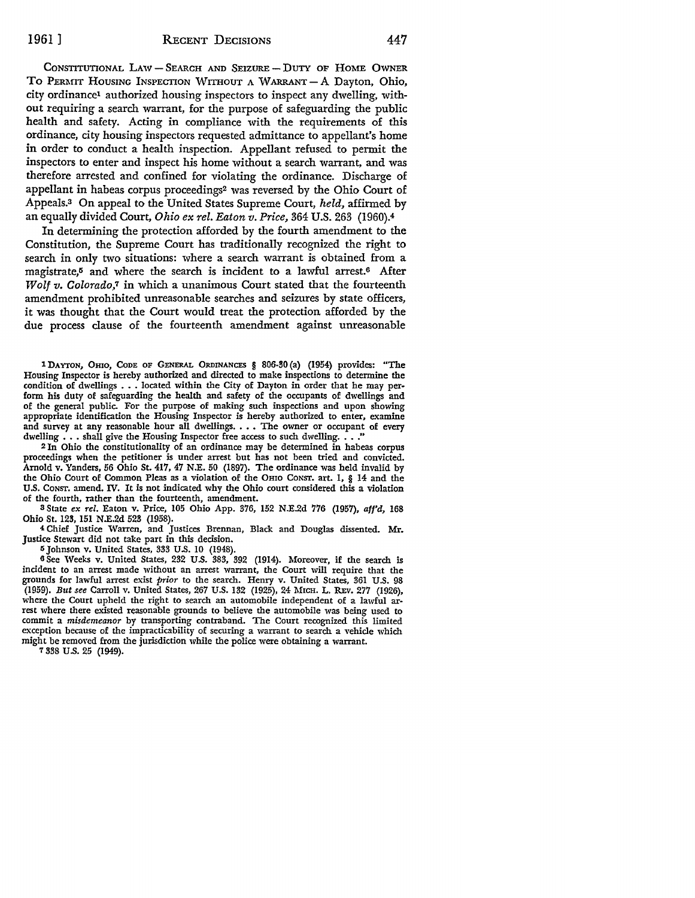CONSTITUTIONAL LAW — SEARCH AND SEIZURE — DUTY OF HOME OWNER TO PERMIT HOUSING INSPECTION WITHOUT A WARRANT — A Dayton, Ohio, city ordinance[1] authorized housing inspectors to inspect any dwelling, without requiring a search warrant, for the purpose of safeguarding the public health and safety. Acting in compliance with the requirements of this ordinance, city housing inspectors requested admittance to appellant's home in order to conduct a health inspection. Appellant refused to permit the inspectors to enter and inspect his home without a search warrant, and was therefore arrested and confined for violating the ordinance. Discharge of appellant in habeas corpus proceedings[2] was reversed by the Ohio Court of Appeals.[3] On appeal to the United States Supreme Court, *held,* affirmed by an equally divided Court, *Ohio ex rel. Eaton v. Price,* 364 U.S. 263 (1960).[4]

In determining the protection afforded by the fourth amendment to the Constitution, the Supreme Court has traditionally recognized the right to search in only two situations: where a search warrant is obtained from a magistrate,[5] and where the search is incident to a lawful arrest.[6] After *Wolf v. Colorado,*[7] in which a unanimous Court stated that the fourteenth amendment prohibited unreasonable searches and seizures by state officers, it was thought that the Court would treat the protection afforded by the due process clause of the fourteenth amendment against unreasonable

[1] DAYTON, OHIO, CODE OF GENERAL ORDINANCES § 806-30(a) (1954) provides: "The Housing Inspector is hereby authorized and directed to make inspections to determine the condition of dwellings . . . located within the City of Dayton in order that he may perform his duty of safeguarding the health and safety of the occupants of dwellings and of the general public. For the purpose of making such inspections and upon showing appropriate identification the Housing Inspector is hereby authorized to enter, examine and survey at any reasonable hour all dwellings. . . . The owner or occupant of every dwelling . . . shall give the Housing Inspector free access to such dwelling. . . ."

[2] In Ohio the constitutionality of an ordinance may be determined in habeas corpus proceedings when the petitioner is under arrest but has not been tried and convicted. Arnold v. Yanders, 56 Ohio St. 417, 47 N.E. 50 (1897). The ordinance was held invalid by the Ohio Court of Common Pleas as a violation of the OHIO CONST. art. I, § 14 and the U.S. CONST. amend. IV. It is not indicated why the Ohio court considered this a violation of the fourth, rather than the fourteenth, amendment.

[3] State *ex rel.* Eaton v. Price, 105 Ohio App. 376, 152 N.E.2d 776 (1957), *aff'd,* 168 Ohio St. 123, 151 N.E.2d 523 (1958).

[4] Chief Justice Warren, and Justices Brennan, Black and Douglas dissented. Mr. Justice Stewart did not take part in this decision.

[5] Johnson v. United States, 333 U.S. 10 (1948).

[6] See Weeks v. United States, 232 U.S. 383, 392 (1914). Moreover, if the search is incident to an arrest made without an arrest warrant, the Court will require that the grounds for lawful arrest exist *prior* to the search. Henry v. United States, 361 U.S. 98 (1959). *But see* Carroll v. United States, 267 U.S. 132 (1925), 24 MICH. L. REV. 277 (1926), where the Court upheld the right to search an automobile independent of a lawful arrest where there existed reasonable grounds to believe the automobile was being used to commit a *misdemeanor* by transporting contraband. The Court recognized this limited exception because of the impracticability of securing a warrant to search a vehicle which might be removed from the jurisdiction while the police were obtaining a warrant.

[7] 338 U.S. 25 (1949).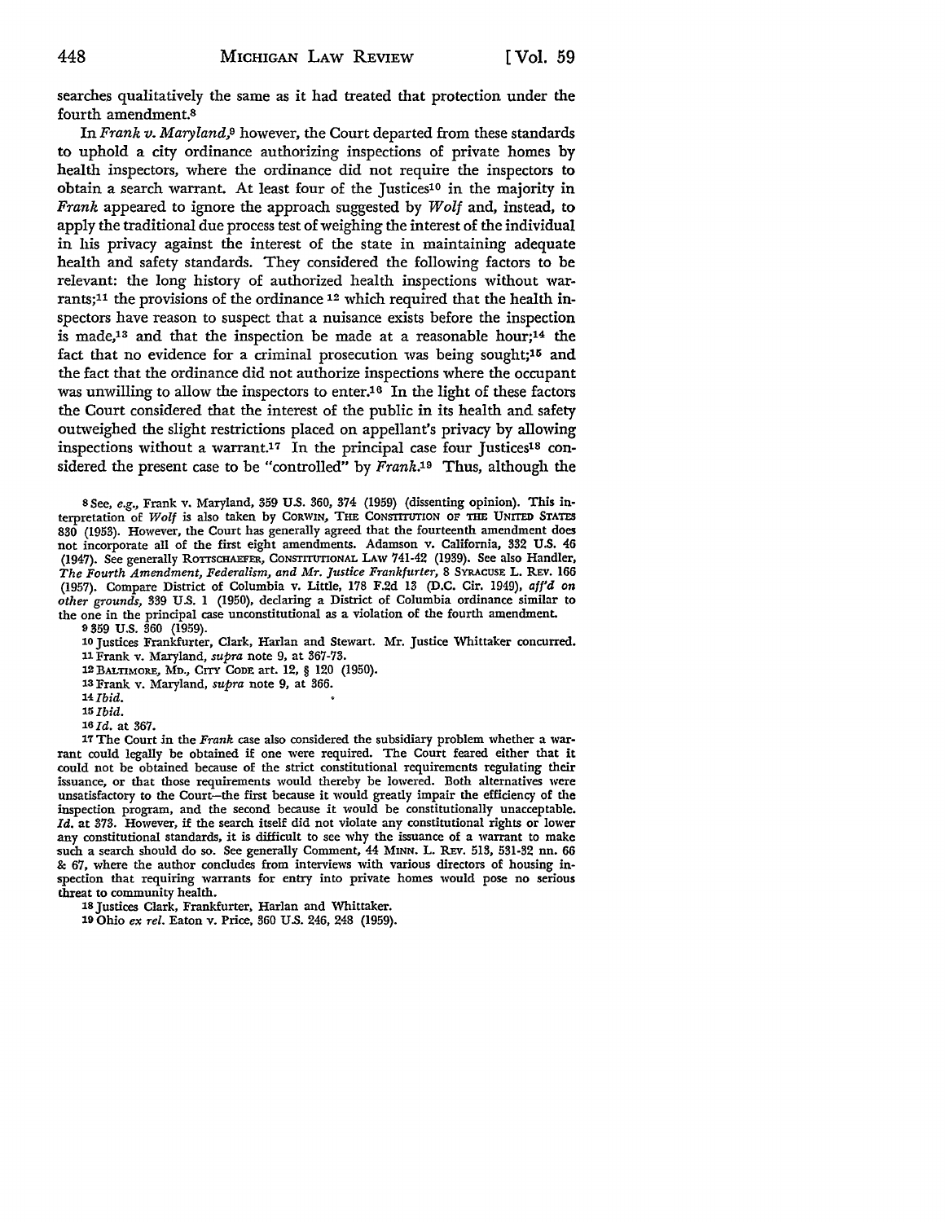searches qualitatively the same as it had treated that protection under the fourth amendment.[8]

In *Frank v. Maryland*,[9] however, the Court departed from these standards to uphold a city ordinance authorizing inspections of private homes by health inspectors, where the ordinance did not require the inspectors to obtain a search warrant. At least four of the Justices[10] in the majority in *Frank* appeared to ignore the approach suggested by *Wolf* and, instead, to apply the traditional due process test of weighing the interest of the individual in his privacy against the interest of the state in maintaining adequate health and safety standards. They considered the following factors to be relevant: the long history of authorized health inspections without warrants;[11] the provisions of the ordinance[12] which required that the health inspectors have reason to suspect that a nuisance exists before the inspection is made,[13] and that the inspection be made at a reasonable hour;[14] the fact that no evidence for a criminal prosecution was being sought;[15] and the fact that the ordinance did not authorize inspections where the occupant was unwilling to allow the inspectors to enter.[16] In the light of these factors the Court considered that the interest of the public in its health and safety outweighed the slight restrictions placed on appellant's privacy by allowing inspections without a warrant.[17] In the principal case four Justices[18] considered the present case to be "controlled" by *Frank*.[19] Thus, although the

---

[8] See, *e.g.*, Frank v. Maryland, 359 U.S. 360, 374 (1959) (dissenting opinion). This interpretation of *Wolf* is also taken by CORWIN, THE CONSTITUTION OF THE UNITED STATES 830 (1953). However, the Court has generally agreed that the fourteenth amendment does not incorporate all of the first eight amendments. Adamson v. California, 332 U.S. 46 (1947). See generally ROTTSCHAEFER, CONSTITUTIONAL LAW 741-42 (1939). See also Handler, *The Fourth Amendment, Federalism, and Mr. Justice Frankfurter*, 8 SYRACUSE L. REV. 166 (1957). Compare District of Columbia v. Little, 178 F.2d 13 (D.C. Cir. 1949), *aff'd on other grounds*, 339 U.S. 1 (1950), declaring a District of Columbia ordinance similar to the one in the principal case unconstitutional as a violation of the fourth amendment.

[9] 359 U.S. 360 (1959).

[10] Justices Frankfurter, Clark, Harlan and Stewart. Mr. Justice Whittaker concurred.

[11] Frank v. Maryland, *supra* note 9, at 367-73.

[12] BALTIMORE, MD., CITY CODE art. 12, § 120 (1950).

[13] Frank v. Maryland, *supra* note 9, at 366.

[14] *Ibid.*

[15] *Ibid.*

[16] *Id.* at 367.

[17] The Court in the *Frank* case also considered the subsidiary problem whether a warrant could legally be obtained if one were required. The Court feared either that it could not be obtained because of the strict constitutional requirements regulating their issuance, or that those requirements would thereby be lowered. Both alternatives were unsatisfactory to the Court—the first because it would greatly impair the efficiency of the inspection program, and the second because it would be constitutionally unacceptable. *Id.* at 373. However, if the search itself did not violate any constitutional rights or lower any constitutional standards, it is difficult to see why the issuance of a warrant to make such a search should do so. See generally Comment, 44 MINN. L. REV. 513, 531-32 nn. 66 & 67, where the author concludes from interviews with various directors of housing inspection that requiring warrants for entry into private homes would pose no serious threat to community health.

[18] Justices Clark, Frankfurter, Harlan and Whittaker.

[19] Ohio *ex rel.* Eaton v. Price, 360 U.S. 246, 248 (1959).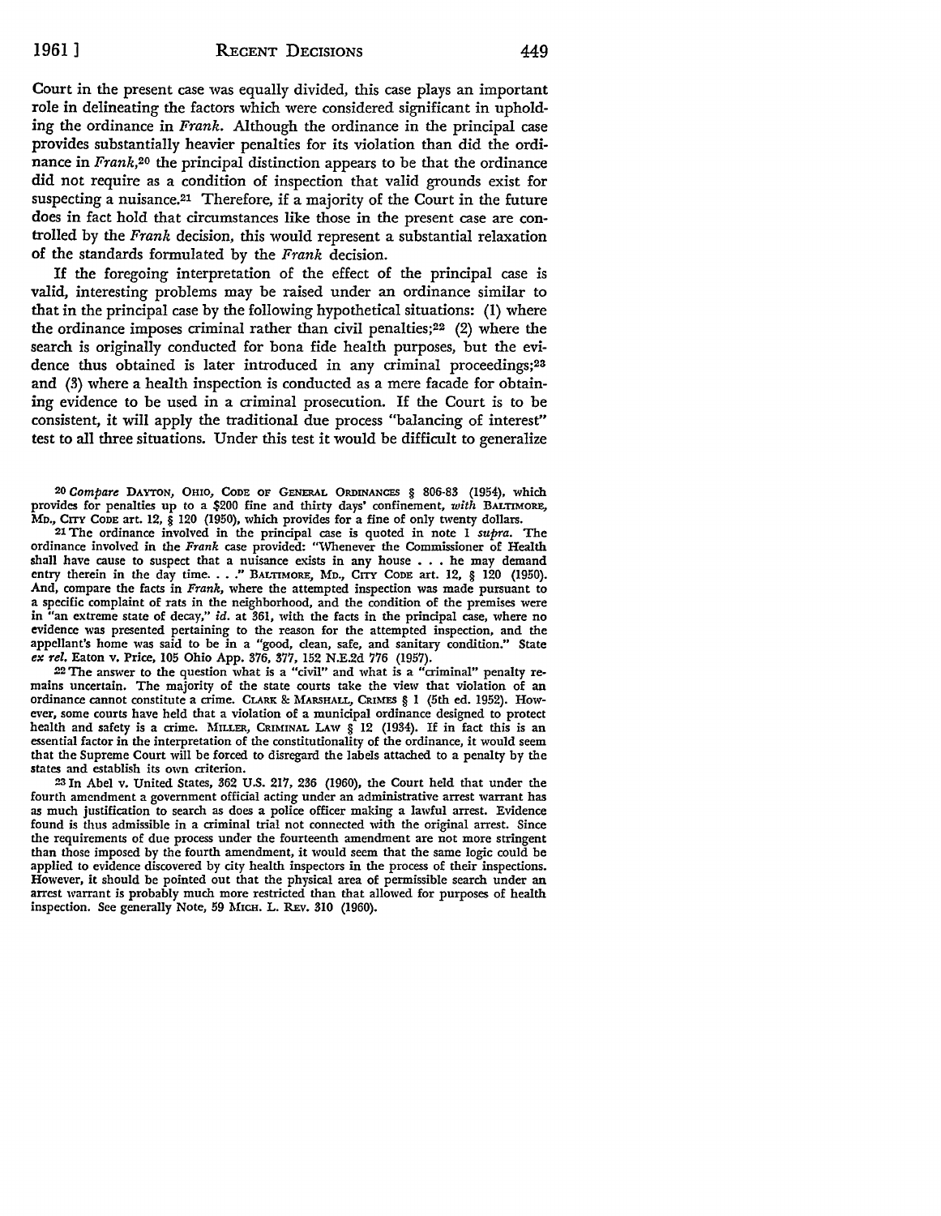Court in the present case was equally divided, this case plays an important role in delineating the factors which were considered significant in upholding the ordinance in *Frank*. Although the ordinance in the principal case provides substantially heavier penalties for its violation than did the ordinance in *Frank*,[20] the principal distinction appears to be that the ordinance did not require as a condition of inspection that valid grounds exist for suspecting a nuisance.[21] Therefore, if a majority of the Court in the future does in fact hold that circumstances like those in the present case are controlled by the *Frank* decision, this would represent a substantial relaxation of the standards formulated by the *Frank* decision.

If the foregoing interpretation of the effect of the principal case is valid, interesting problems may be raised under an ordinance similar to that in the principal case by the following hypothetical situations: (1) where the ordinance imposes criminal rather than civil penalties;[22] (2) where the search is originally conducted for bona fide health purposes, but the evidence thus obtained is later introduced in any criminal proceedings;[23] and (3) where a health inspection is conducted as a mere facade for obtaining evidence to be used in a criminal prosecution. If the Court is to be consistent, it will apply the traditional due process "balancing of interest" test to all three situations. Under this test it would be difficult to generalize

---

[20] *Compare* DAYTON, OHIO, CODE OF GENERAL ORDINANCES § 806-83 (1954), which provides for penalties up to a $200 fine and thirty days' confinement, *with* BALTIMORE, MD., CITY CODE art. 12, § 120 (1950), which provides for a fine of only twenty dollars.

[21] The ordinance involved in the principal case is quoted in note 1 *supra*. The ordinance involved in the *Frank* case provided: "Whenever the Commissioner of Health shall have cause to suspect that a nuisance exists in any house . . . he may demand entry therein in the day time. . . ." BALTIMORE, MD., CITY CODE art. 12, § 120 (1950). And, compare the facts in *Frank*, where the attempted inspection was made pursuant to a specific complaint of rats in the neighborhood, and the condition of the premises were in "an extreme state of decay," *id.* at 361, with the facts in the principal case, where no evidence was presented pertaining to the reason for the attempted inspection, and the appellant's home was said to be in a "good, clean, safe, and sanitary condition." State *ex rel.* Eaton v. Price, 105 Ohio App. 376, 377, 152 N.E.2d 776 (1957).

[22] The answer to the question what is a "civil" and what is a "criminal" penalty remains uncertain. The majority of the state courts take the view that violation of an ordinance cannot constitute a crime. CLARK & MARSHALL, CRIMES § 1 (5th ed. 1952). However, some courts have held that a violation of a municipal ordinance designed to protect health and safety is a crime. MILLER, CRIMINAL LAW § 12 (1934). If in fact this is an essential factor in the interpretation of the constitutionality of the ordinance, it would seem that the Supreme Court will be forced to disregard the labels attached to a penalty by the states and establish its own criterion.

[23] In Abel v. United States, 362 U.S. 217, 236 (1960), the Court held that under the fourth amendment a government official acting under an administrative arrest warrant has as much justification to search as does a police officer making a lawful arrest. Evidence found is thus admissible in a criminal trial not connected with the original arrest. Since the requirements of due process under the fourteenth amendment are not more stringent than those imposed by the fourth amendment, it would seem that the same logic could be applied to evidence discovered by city health inspectors in the process of their inspections. However, it should be pointed out that the physical area of permissible search under an arrest warrant is probably much more restricted than that allowed for purposes of health inspection. See generally Note, 59 MICH. L. REV. 310 (1960).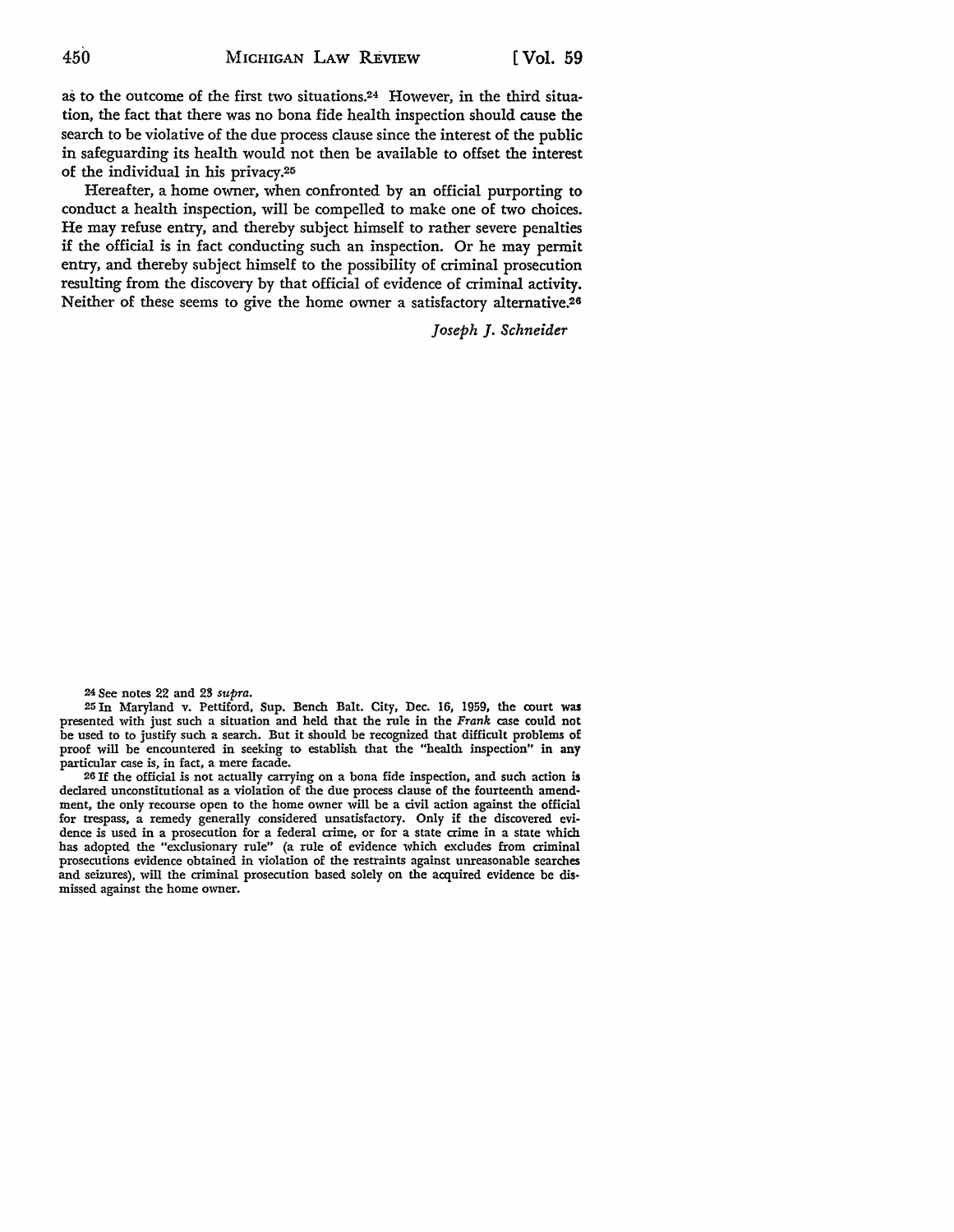as to the outcome of the first two situations.[24] However, in the third situation, the fact that there was no bona fide health inspection should cause the search to be violative of the due process clause since the interest of the public in safeguarding its health would not then be available to offset the interest of the individual in his privacy.[25]

Hereafter, a home owner, when confronted by an official purporting to conduct a health inspection, will be compelled to make one of two choices. He may refuse entry, and thereby subject himself to rather severe penalties if the official is in fact conducting such an inspection. Or he may permit entry, and thereby subject himself to the possibility of criminal prosecution resulting from the discovery by that official of evidence of criminal activity. Neither of these seems to give the home owner a satisfactory alternative.[26]

*Joseph J. Schneider*

---

[24] See notes 22 and 23 *supra*.

[25] In Maryland v. Pettiford, Sup. Bench Balt. City, Dec. 16, 1959, the court was presented with just such a situation and held that the rule in the *Frank* case could not be used to to justify such a search. But it should be recognized that difficult problems of proof will be encountered in seeking to establish that the "health inspection" in any particular case is, in fact, a mere facade.

[26] If the official is not actually carrying on a bona fide inspection, and such action is declared unconstitutional as a violation of the due process clause of the fourteenth amendment, the only recourse open to the home owner will be a civil action against the official for trespass, a remedy generally considered unsatisfactory. Only if the discovered evidence is used in a prosecution for a federal crime, or for a state crime in a state which has adopted the "exclusionary rule" (a rule of evidence which excludes from criminal prosecutions evidence obtained in violation of the restraints against unreasonable searches and seizures), will the criminal prosecution based solely on the acquired evidence be dismissed against the home owner.